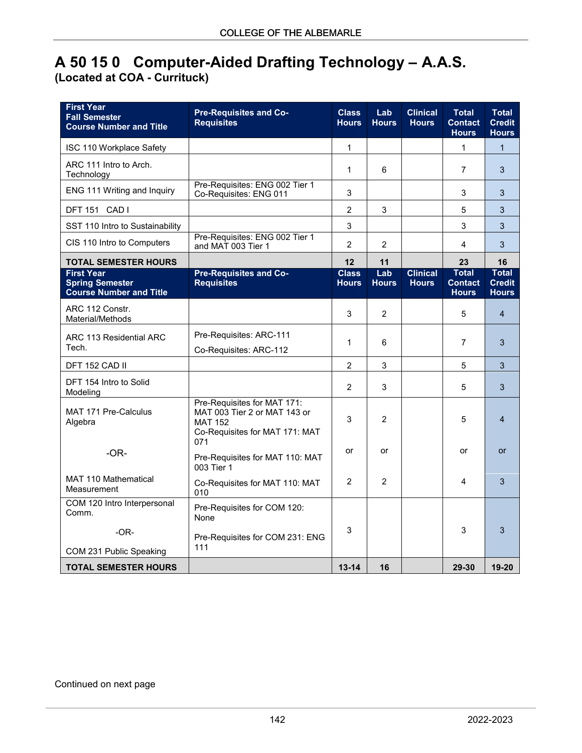# A 50 15 0 Computer-Aided Drafting Technology – A.A.S.

**(Located at COA - Currituck)**

| First Year<br>Fall Semester<br>Course Number and Title | Pre-Requisites and Co-Requisites | Class Hours | Lab Hours | Clinical Hours | Total Contact Hours | Total Credit Hours |
|---|---|---|---|---|---|---|
| ISC 110 Workplace Safety | | 1 | | | 1 | 1 |
| ARC 111 Intro to Arch. Technology | | 1 | 6 | | 7 | 3 |
| ENG 111 Writing and Inquiry | Pre-Requisites: ENG 002 Tier 1<br>Co-Requisites: ENG 011 | 3 | | | 3 | 3 |
| DFT 151 CAD I | | 2 | 3 | | 5 | 3 |
| SST 110 Intro to Sustainability | | 3 | | | 3 | 3 |
| CIS 110 Intro to Computers | Pre-Requisites: ENG 002 Tier 1 and MAT 003 Tier 1 | 2 | 2 | | 4 | 3 |
| **TOTAL SEMESTER HOURS** | | **12** | **11** | | **23** | **16** |
| **First Year<br>Spring Semester<br>Course Number and Title** | **Pre-Requisites and Co-Requisites** | **Class Hours** | **Lab Hours** | **Clinical Hours** | **Total Contact Hours** | **Total Credit Hours** |
| ARC 112 Constr. Material/Methods | | 3 | 2 | | 5 | 4 |
| ARC 113 Residential ARC Tech. | Pre-Requisites: ARC-111<br>Co-Requisites: ARC-112 | 1 | 6 | | 7 | 3 |
| DFT 152 CAD II | | 2 | 3 | | 5 | 3 |
| DFT 154 Intro to Solid Modeling | | 2 | 3 | | 5 | 3 |
| MAT 171 Pre-Calculus Algebra<br><br>-OR-<br><br>MAT 110 Mathematical Measurement | Pre-Requisites for MAT 171: MAT 003 Tier 2 or MAT 143 or MAT 152<br>Co-Requisites for MAT 171: MAT 071<br>Pre-Requisites for MAT 110: MAT 003 Tier 1<br>Co-Requisites for MAT 110: MAT 010 | 3<br>or<br>2 | 2<br>or<br>2 | | 5<br>or<br>4 | 4<br>or<br>3 |
| COM 120 Intro Interpersonal Comm.<br><br>-OR-<br><br>COM 231 Public Speaking | Pre-Requisites for COM 120: None<br>Pre-Requisites for COM 231: ENG 111 | 3 | | | 3 | 3 |
| **TOTAL SEMESTER HOURS** | | **13-14** | **16** | | **29-30** | **19-20** |

Continued on next page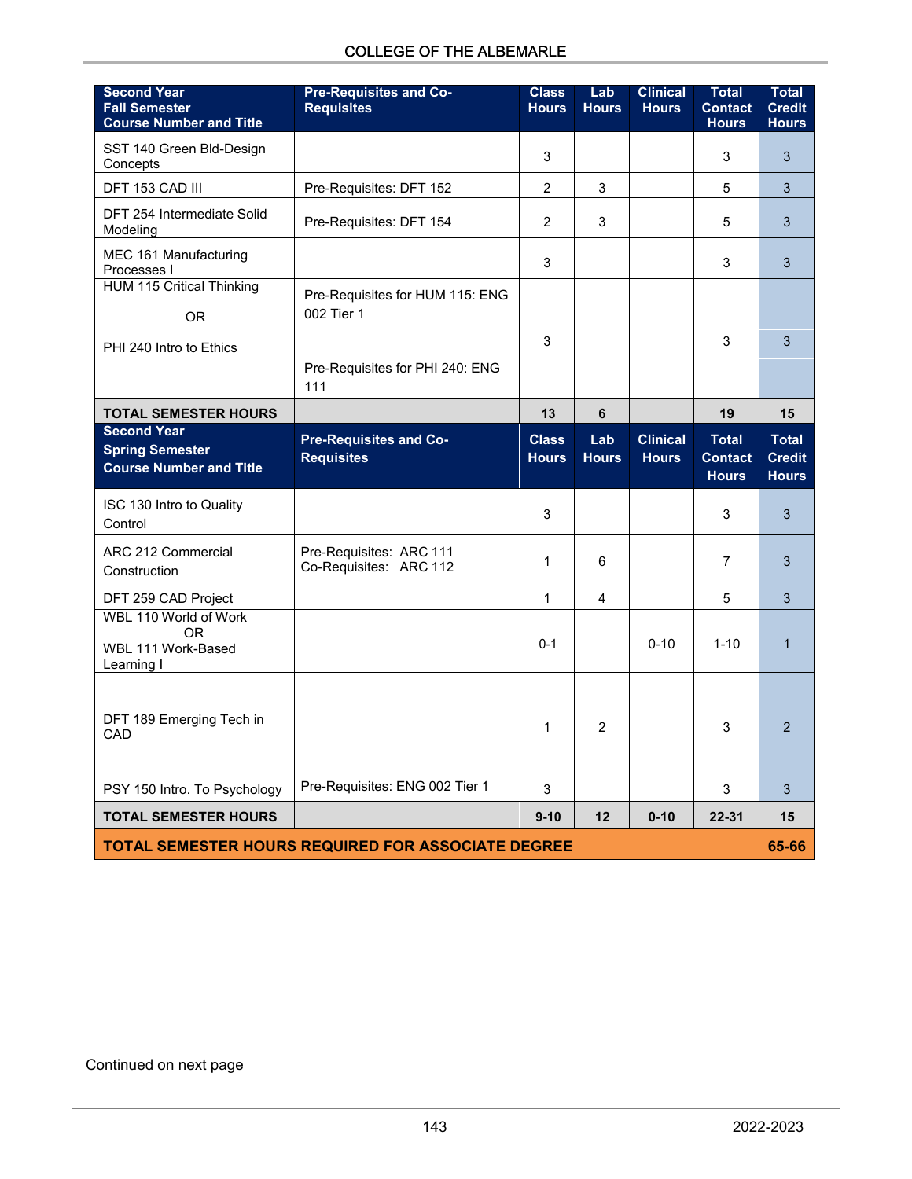| Second Year Fall Semester Course Number and Title | Pre-Requisites and Co-Requisites | Class Hours | Lab Hours | Clinical Hours | Total Contact Hours | Total Credit Hours |
|---|---|---|---|---|---|---|
| SST 140 Green Bld-Design Concepts | | 3 | | | 3 | 3 |
| DFT 153 CAD III | Pre-Requisites: DFT 152 | 2 | 3 | | 5 | 3 |
| DFT 254 Intermediate Solid Modeling | Pre-Requisites: DFT 154 | 2 | 3 | | 5 | 3 |
| MEC 161 Manufacturing Processes I | | 3 | | | 3 | 3 |
| HUM 115 Critical Thinking OR PHI 240 Intro to Ethics | Pre-Requisites for HUM 115: ENG 002 Tier 1<br>Pre-Requisites for PHI 240: ENG 111 | 3 | | | 3 | 3 |
| **TOTAL SEMESTER HOURS** | | **13** | **6** | | **19** | **15** |
| **Second Year Spring Semester Course Number and Title** | **Pre-Requisites and Co-Requisites** | **Class Hours** | **Lab Hours** | **Clinical Hours** | **Total Contact Hours** | **Total Credit Hours** |
| ISC 130 Intro to Quality Control | | 3 | | | 3 | 3 |
| ARC 212 Commercial Construction | Pre-Requisites: ARC 111<br>Co-Requisites: ARC 112 | 1 | 6 | | 7 | 3 |
| DFT 259 CAD Project | | 1 | 4 | | 5 | 3 |
| WBL 110 World of Work OR WBL 111 Work-Based Learning I | | 0-1 | | 0-10 | 1-10 | 1 |
| DFT 189 Emerging Tech in CAD | | 1 | 2 | | 3 | 2 |
| PSY 150 Intro. To Psychology | Pre-Requisites: ENG 002 Tier 1 | 3 | | | 3 | 3 |
| **TOTAL SEMESTER HOURS** | | **9-10** | **12** | **0-10** | **22-31** | **15** |
| **TOTAL SEMESTER HOURS REQUIRED FOR ASSOCIATE DEGREE** | | | | | | **65-66** |

Continued on next page